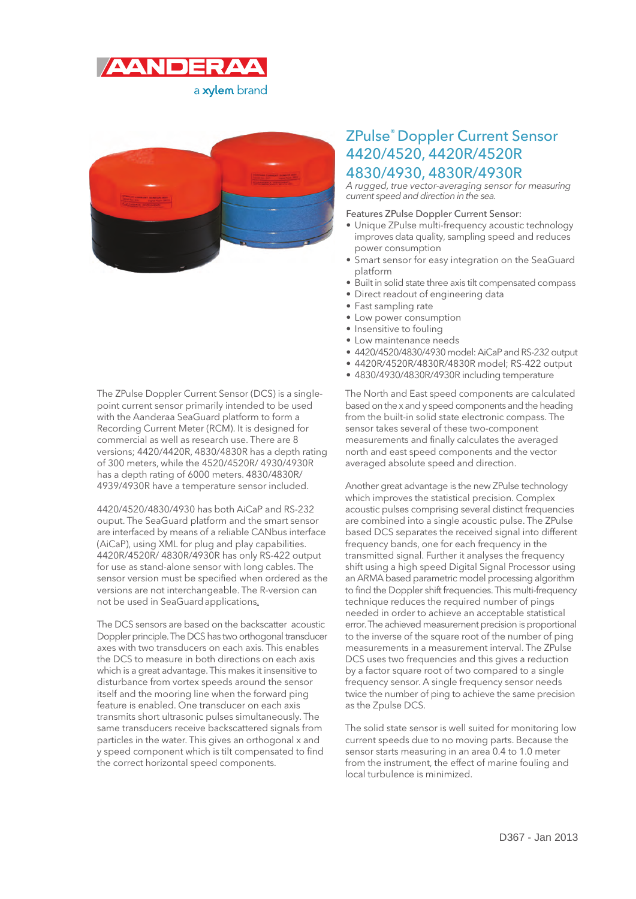AANDERAA

a xylem brand

# ZPulse® Doppler Current Sensor 4420/4520, 4420R/4520R 4830/4930, 4830R/4930R

*A rugged, true vector-averaging sensor for measuring current speed and direction in the sea.*

Features ZPulse Doppler Current Sensor:

- Unique ZPulse multi-frequency acoustic technology improves data quality, sampling speed and reduces power consumption
- Smart sensor for easy integration on the SeaGuard platform
- Built in solid state three axis tilt compensated compass
- Direct readout of engineering data
- Fast sampling rate
- Low power consumption
- Insensitive to fouling
- Low maintenance needs
- 4420/4520/4830/4930 model: AiCaP and RS-232 output
- 4420R/4520R/4830R/4830R model; RS-422 output
- 4830/4930/4830R/4930R including temperature

The ZPulse Doppler Current Sensor (DCS) is a single-point current sensor primarily intended to be used with the Aanderaa SeaGuard platform to form a Recording Current Meter (RCM). It is designed for commercial as well as research use. There are 8 versions; 4420/4420R, 4830/4830R has a depth rating of 300 meters, while the 4520/4520R/ 4930/4930R has a depth rating of 6000 meters. 4830/4830R/ 4939/4930R have a temperature sensor included.

4420/4520/4830/4930 has both AiCaP and RS-232 ouput. The SeaGuard platform and the smart sensor are interfaced by means of a reliable CANbus interface (AiCaP), using XML for plug and play capabilities. 4420R/4520R/ 4830R/4930R has only RS-422 output for use as stand-alone sensor with long cables. The sensor version must be specified when ordered as the versions are not interchangeable. The R-version can not be used in SeaGuard applications.

The DCS sensors are based on the backscatter acoustic Doppler principle. The DCS has two orthogonal transducer axes with two transducers on each axis. This enables the DCS to measure in both directions on each axis which is a great advantage. This makes it insensitive to disturbance from vortex speeds around the sensor itself and the mooring line when the forward ping feature is enabled. One transducer on each axis transmits short ultrasonic pulses simultaneously. The same transducers receive backscattered signals from particles in the water. This gives an orthogonal x and y speed component which is tilt compensated to find the correct horizontal speed components.

The North and East speed components are calculated based on the x and y speed components and the heading from the built-in solid state electronic compass. The sensor takes several of these two-component measurements and finally calculates the averaged north and east speed components and the vector averaged absolute speed and direction.

Another great advantage is the new ZPulse technology which improves the statistical precision. Complex acoustic pulses comprising several distinct frequencies are combined into a single acoustic pulse. The ZPulse based DCS separates the received signal into different frequency bands, one for each frequency in the transmitted signal. Further it analyses the frequency shift using a high speed Digital Signal Processor using an ARMA based parametric model processing algorithm to find the Doppler shift frequencies. This multi-frequency technique reduces the required number of pings needed in order to achieve an acceptable statistical error. The achieved measurement precision is proportional to the inverse of the square root of the number of ping measurements in a measurement interval. The ZPulse DCS uses two frequencies and this gives a reduction by a factor square root of two compared to a single frequency sensor. A single frequency sensor needs twice the number of ping to achieve the same precision as the Zpulse DCS.

The solid state sensor is well suited for monitoring low current speeds due to no moving parts. Because the sensor starts measuring in an area 0.4 to 1.0 meter from the instrument, the effect of marine fouling and local turbulence is minimized.

D367 - Jan 2013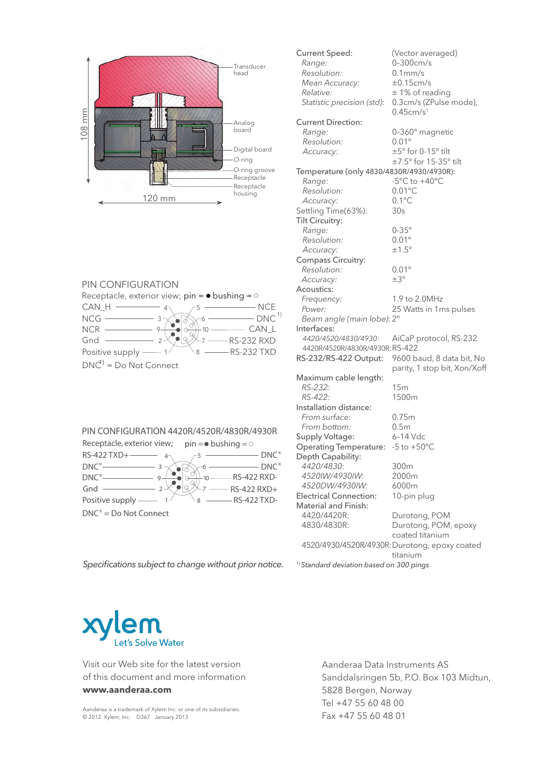Transducer head
Analog board
Digital board
O-ring
O-ring groove
Receptacle
Receptacle housing
108 mm
120 mm

## PIN CONFIGURATION

Receptacle, exterior view; pin = ● bushing = ○

| | | | |
|---|---|---|---|
| CAN_H | 4 | 5 | NCE |
| NCG | 3 | 6 | DNC[1] |
| NCR | 9 | 10 | CAN_L |
| Gnd | 2 | 7 | RS-232 RXD |
| Positive supply | 1 | 8 | RS-232 TXD |

DNC[1] = Do Not Connect

## PIN CONFIGURATION 4420R/4520R/4830R/4930R

Receptacle, exterior view; pin = ● bushing = ○

| | | | |
|---|---|---|---|
| RS-422 TXD+ | 4 | 5 | DNC[1] |
| DNC[1] | 3 | 6 | DNC[1] |
| DNC[1] | 9 | 10 | RS-422 RXD- |
| Gnd | 2 | 7 | RS-422 RXD+ |
| Positive supply | 1 | 8 | RS-422 TXD- |

DNC[1] = Do Not Connect

*Specifications subject to change without prior notice.*

| | |
|---|---|
| **Current Speed:** | (Vector averaged) |
| *Range:* | 0-300cm/s |
| *Resolution:* | 0.1mm/s |
| *Mean Accuracy:* | ±0.15cm/s |
| *Relative:* | ± 1% of reading |
| *Statistic precision (std):* | 0.3cm/s (ZPulse mode), 0.45cm/s[1] |
| **Current Direction:** | |
| *Range:* | 0-360° magnetic |
| *Resolution:* | 0.01° |
| *Accuracy:* | ±5° for 0-15° tilt<br>±7.5° for 15-35° tilt |
| **Temperature (only 4830/4830R/4930/4930R):** | |
| *Range:* | -5°C to +40°C |
| *Resolution:* | 0.01°C |
| *Accuracy:* | 0.1°C |
| Settling Time(63%): | 30s |
| **Tilt Circuitry:** | |
| *Range:* | 0-35° |
| *Resolution:* | 0.01° |
| *Accuracy:* | ±1.5° |
| **Compass Circuitry:** | |
| *Resolution:* | 0.01° |
| *Accuracy:* | ±3° |
| **Acoustics:** | |
| *Frequency:* | 1.9 to 2.0MHz |
| *Power:* | 25 Watts in 1ms pulses |
| *Beam angle (main lobe):* | 2° |
| **Interfaces:** | |
| *4420/4520/4830/4930:* | AiCaP protocol, RS-232 |
| 4420R/4520R/4830R/4930R: | RS-422 |
| **RS-232/RS-422 Output:** | 9600 baud, 8 data bit, No parity, 1 stop bit, Xon/Xoff |
| **Maximum cable length:** | |
| *RS-232:* | 15m |
| *RS-422:* | 1500m |
| **Installation distance:** | |
| *From surface:* | 0.75m |
| *From bottom:* | 0.5m |
| **Supply Voltage:** | 6-14 Vdc |
| **Operating Temperature:** | -5 to +50°C |
| **Depth Capability:** | |
| *4420/4830:* | 300m |
| *4520IW/4930IW:* | 2000m |
| *4520DW/4930IW:* | 6000m |
| **Electrical Connection:** | 10-pin plug |
| **Material and Finish:** | |
| 4420/4420R: | Durotong, POM |
| 4830/4830R: | Durotong, POM, epoxy coated titanium |
| 4520/4930/4520R/4930R: | Durotong, epoxy coated titanium |

[1] *Standard deviation based on 300 pings*

xylem
Let's Solve Water

Visit our Web site for the latest version of this document and more information
**www.aanderaa.com**

Aanderaa is a trademark of Xylem Inc. or one of its subsidiaries.
© 2012 Xylem, Inc. D367 January 2013

Aanderaa Data Instruments AS
Sanddalsringen 5b, P.O. Box 103 Midtun,
5828 Bergen, Norway
Tel +47 55 60 48 00
Fax +47 55 60 48 01